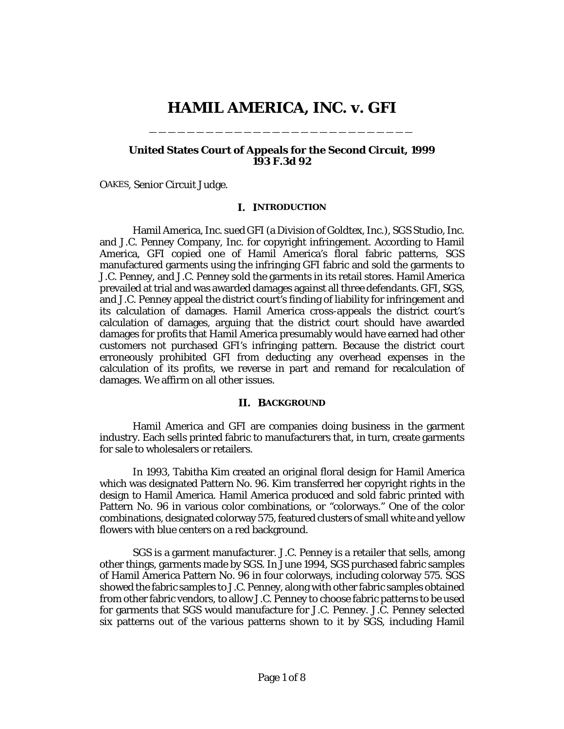# HAMIL AMERICA, INC. v. GFI

**United States Court of Appeals for the Second Circuit, 1999**
**193 F.3d 92**

OAKES, Senior Circuit Judge.

## I. INTRODUCTION

Hamil America, Inc. sued GFI (a Division of Goldtex, Inc.), SGS Studio, Inc. and J.C. Penney Company, Inc. for copyright infringement. According to Hamil America, GFI copied one of Hamil America's floral fabric patterns, SGS manufactured garments using the infringing GFI fabric and sold the garments to J.C. Penney, and J.C. Penney sold the garments in its retail stores. Hamil America prevailed at trial and was awarded damages against all three defendants. GFI, SGS, and J.C. Penney appeal the district court's finding of liability for infringement and its calculation of damages. Hamil America cross-appeals the district court's calculation of damages, arguing that the district court should have awarded damages for profits that Hamil America presumably would have earned had other customers not purchased GFI's infringing pattern. Because the district court erroneously prohibited GFI from deducting any overhead expenses in the calculation of its profits, we reverse in part and remand for recalculation of damages. We affirm on all other issues.

## II. BACKGROUND

Hamil America and GFI are companies doing business in the garment industry. Each sells printed fabric to manufacturers that, in turn, create garments for sale to wholesalers or retailers.

In 1993, Tabitha Kim created an original floral design for Hamil America which was designated Pattern No. 96. Kim transferred her copyright rights in the design to Hamil America. Hamil America produced and sold fabric printed with Pattern No. 96 in various color combinations, or "colorways." One of the color combinations, designated colorway 575, featured clusters of small white and yellow flowers with blue centers on a red background.

SGS is a garment manufacturer. J.C. Penney is a retailer that sells, among other things, garments made by SGS. In June 1994, SGS purchased fabric samples of Hamil America Pattern No. 96 in four colorways, including colorway 575. SGS showed the fabric samples to J.C. Penney, along with other fabric samples obtained from other fabric vendors, to allow J.C. Penney to choose fabric patterns to be used for garments that SGS would manufacture for J.C. Penney. J.C. Penney selected six patterns out of the various patterns shown to it by SGS, including Hamil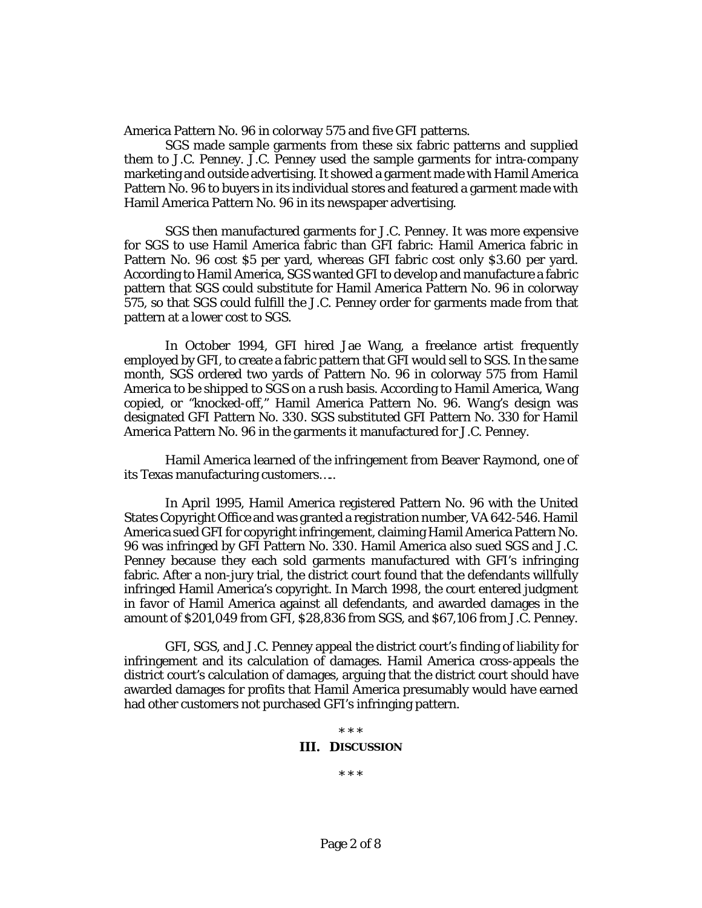America Pattern No. 96 in colorway 575 and five GFI patterns.

SGS made sample garments from these six fabric patterns and supplied them to J.C. Penney. J.C. Penney used the sample garments for intra-company marketing and outside advertising. It showed a garment made with Hamil America Pattern No. 96 to buyers in its individual stores and featured a garment made with Hamil America Pattern No. 96 in its newspaper advertising.

SGS then manufactured garments for J.C. Penney. It was more expensive for SGS to use Hamil America fabric than GFI fabric: Hamil America fabric in Pattern No. 96 cost $5 per yard, whereas GFI fabric cost only $3.60 per yard. According to Hamil America, SGS wanted GFI to develop and manufacture a fabric pattern that SGS could substitute for Hamil America Pattern No. 96 in colorway 575, so that SGS could fulfill the J.C. Penney order for garments made from that pattern at a lower cost to SGS.

In October 1994, GFI hired Jae Wang, a freelance artist frequently employed by GFI, to create a fabric pattern that GFI would sell to SGS. In the same month, SGS ordered two yards of Pattern No. 96 in colorway 575 from Hamil America to be shipped to SGS on a rush basis. According to Hamil America, Wang copied, or "knocked-off," Hamil America Pattern No. 96. Wang's design was designated GFI Pattern No. 330. SGS substituted GFI Pattern No. 330 for Hamil America Pattern No. 96 in the garments it manufactured for J.C. Penney.

Hamil America learned of the infringement from Beaver Raymond, one of its Texas manufacturing customers….

In April 1995, Hamil America registered Pattern No. 96 with the United States Copyright Office and was granted a registration number, VA 642-546. Hamil America sued GFI for copyright infringement, claiming Hamil America Pattern No. 96 was infringed by GFI Pattern No. 330. Hamil America also sued SGS and J.C. Penney because they each sold garments manufactured with GFI's infringing fabric. After a non-jury trial, the district court found that the defendants willfully infringed Hamil America's copyright. In March 1998, the court entered judgment in favor of Hamil America against all defendants, and awarded damages in the amount of $201,049 from GFI, $28,836 from SGS, and $67,106 from J.C. Penney.

GFI, SGS, and J.C. Penney appeal the district court's finding of liability for infringement and its calculation of damages. Hamil America cross-appeals the district court's calculation of damages, arguing that the district court should have awarded damages for profits that Hamil America presumably would have earned had other customers not purchased GFI's infringing pattern.

\* \* \*

## III. DISCUSSION

\* \* \*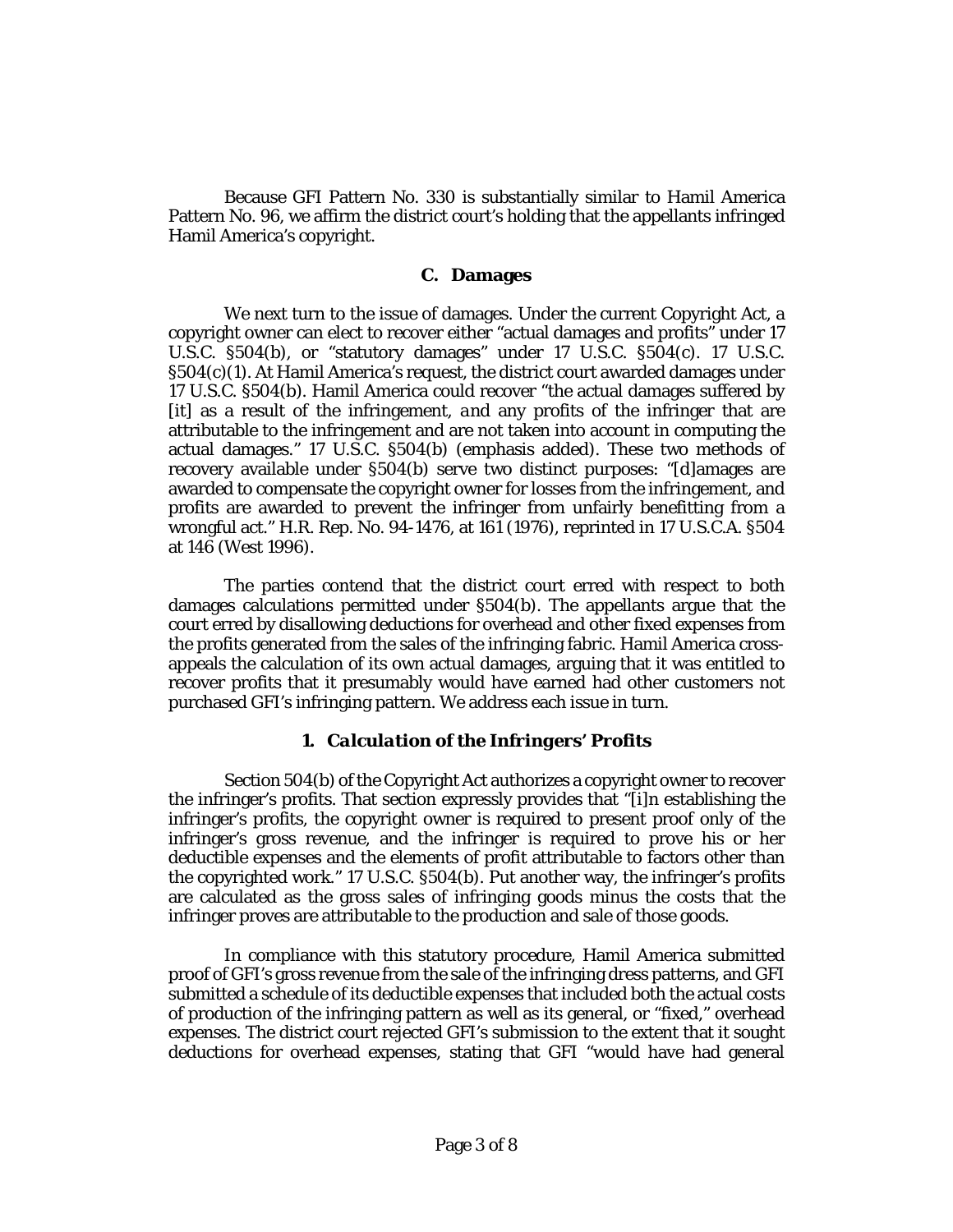Because GFI Pattern No. 330 is substantially similar to Hamil America Pattern No. 96, we affirm the district court's holding that the appellants infringed Hamil America's copyright.

### C. Damages

We next turn to the issue of damages. Under the current Copyright Act, a copyright owner can elect to recover either "actual damages and profits" under 17 U.S.C. §504(b), or "statutory damages" under 17 U.S.C. §504(c). 17 U.S.C. §504(c)(1). At Hamil America's request, the district court awarded damages under 17 U.S.C. §504(b). Hamil America could recover "the actual damages suffered by [it] as a result of the infringement, *and* any profits of the infringer that are attributable to the infringement and are not taken into account in computing the actual damages." 17 U.S.C. §504(b) (emphasis added). These two methods of recovery available under §504(b) serve two distinct purposes: "[d]amages are awarded to compensate the copyright owner for losses from the infringement, and profits are awarded to prevent the infringer from unfairly benefitting from a wrongful act." H.R. Rep. No. 94-1476, at 161 (1976), reprinted in 17 U.S.C.A. §504 at 146 (West 1996).

The parties contend that the district court erred with respect to both damages calculations permitted under §504(b). The appellants argue that the court erred by disallowing deductions for overhead and other fixed expenses from the profits generated from the sales of the infringing fabric. Hamil America cross-appeals the calculation of its own actual damages, arguing that it was entitled to recover profits that it presumably would have earned had other customers not purchased GFI's infringing pattern. We address each issue in turn.

#### 1. *Calculation of the Infringers' Profits*

Section 504(b) of the Copyright Act authorizes a copyright owner to recover the infringer's profits. That section expressly provides that "[i]n establishing the infringer's profits, the copyright owner is required to present proof only of the infringer's gross revenue, and the infringer is required to prove his or her deductible expenses and the elements of profit attributable to factors other than the copyrighted work." 17 U.S.C. §504(b). Put another way, the infringer's profits are calculated as the gross sales of infringing goods minus the costs that the infringer proves are attributable to the production and sale of those goods.

In compliance with this statutory procedure, Hamil America submitted proof of GFI's gross revenue from the sale of the infringing dress patterns, and GFI submitted a schedule of its deductible expenses that included both the actual costs of production of the infringing pattern as well as its general, or "fixed," overhead expenses. The district court rejected GFI's submission to the extent that it sought deductions for overhead expenses, stating that GFI "would have had general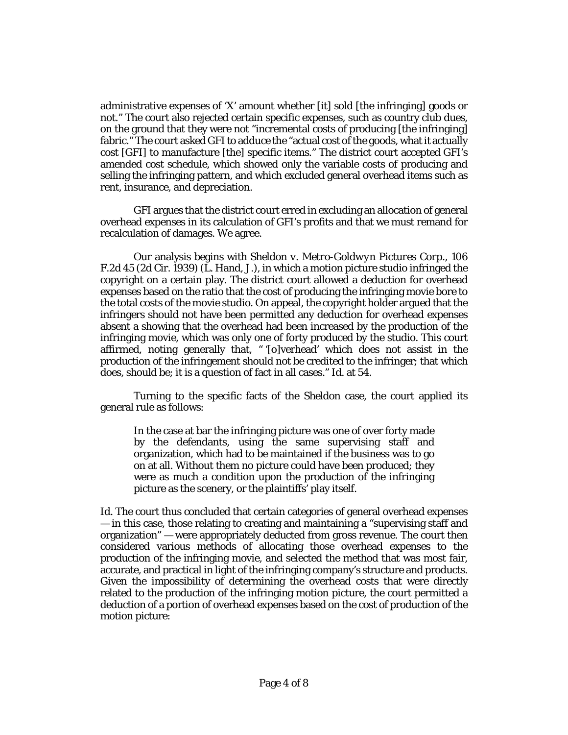administrative expenses of 'X' amount whether [it] sold [the infringing] goods or not." The court also rejected certain specific expenses, such as country club dues, on the ground that they were not "incremental costs of producing [the infringing] fabric." The court asked GFI to adduce the "actual cost of the goods, what it actually cost [GFI] to manufacture [the] specific items." The district court accepted GFI's amended cost schedule, which showed only the variable costs of producing and selling the infringing pattern, and which excluded general overhead items such as rent, insurance, and depreciation.

GFI argues that the district court erred in excluding an allocation of general overhead expenses in its calculation of GFI's profits and that we must remand for recalculation of damages. We agree.

Our analysis begins with *Sheldon v. Metro-Goldwyn Pictures Corp.*, 106 F.2d 45 (2d Cir. 1939) (L. Hand, J.), in which a motion picture studio infringed the copyright on a certain play. The district court allowed a deduction for overhead expenses based on the ratio that the cost of producing the infringing movie bore to the total costs of the movie studio. On appeal, the copyright holder argued that the infringers should not have been permitted any deduction for overhead expenses absent a showing that the overhead had been increased by the production of the infringing movie, which was only one of forty produced by the studio. This court affirmed, noting generally that, " '[o]verhead' which does not assist in the production of the infringement should not be credited to the infringer; that which does, should be; it is a question of fact in all cases." *Id.* at 54.

Turning to the specific facts of the *Sheldon* case, the court applied its general rule as follows:

> In the case at bar the infringing picture was one of over forty made by the defendants, using the same supervising staff and organization, which had to be maintained if the business was to go on at all. Without them no picture could have been produced; they were as much a condition upon the production of the infringing picture as the scenery, or the plaintiffs' play itself.

*Id.* The court thus concluded that certain categories of general overhead expenses — in this case, those relating to creating and maintaining a "supervising staff and organization" — were appropriately deducted from gross revenue. The court then considered various methods of allocating those overhead expenses to the production of the infringing movie, and selected the method that was most fair, accurate, and practical in light of the infringing company's structure and products. Given the impossibility of determining the overhead costs that were directly related to the production of the infringing motion picture, the court permitted a deduction of a portion of overhead expenses based on the cost of production of the motion picture: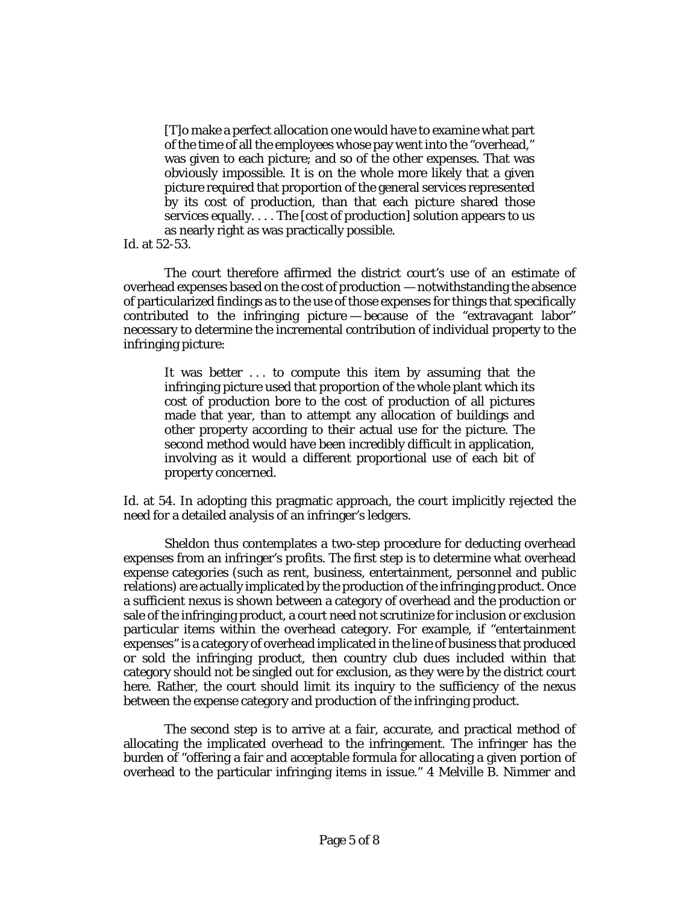> [T]o make a perfect allocation one would have to examine what part of the time of all the employees whose pay went into the "overhead," was given to each picture; and so of the other expenses. That was obviously impossible. It is on the whole more likely that a given picture required that proportion of the general services represented by its cost of production, than that each picture shared those services equally. . . . The [cost of production] solution appears to us as nearly right as was practically possible.

Id. at 52-53.

The court therefore affirmed the district court's use of an estimate of overhead expenses based on the cost of production — notwithstanding the absence of particularized findings as to the use of those expenses for things that specifically contributed to the infringing picture — because of the "extravagant labor" necessary to determine the incremental contribution of individual property to the infringing picture:

> It was better . . . to compute this item by assuming that the infringing picture used that proportion of the whole plant which its cost of production bore to the cost of production of all pictures made that year, than to attempt any allocation of buildings and other property according to their actual use for the picture. The second method would have been incredibly difficult in application, involving as it would a different proportional use of each bit of property concerned.

Id. at 54. In adopting this pragmatic approach, the court implicitly rejected the need for a detailed analysis of an infringer's ledgers.

Sheldon thus contemplates a two-step procedure for deducting overhead expenses from an infringer's profits. The first step is to determine what overhead expense categories (such as rent, business, entertainment, personnel and public relations) are actually implicated by the production of the infringing product. Once a sufficient nexus is shown between a category of overhead and the production or sale of the infringing product, a court need not scrutinize for inclusion or exclusion particular items within the overhead category. For example, if "entertainment expenses" is a category of overhead implicated in the line of business that produced or sold the infringing product, then country club dues included within that category should not be singled out for exclusion, as they were by the district court here. Rather, the court should limit its inquiry to the sufficiency of the nexus between the expense category and production of the infringing product.

The second step is to arrive at a fair, accurate, and practical method of allocating the implicated overhead to the infringement. The infringer has the burden of "offering a fair and acceptable formula for allocating a given portion of overhead to the particular infringing items in issue." 4 Melville B. Nimmer and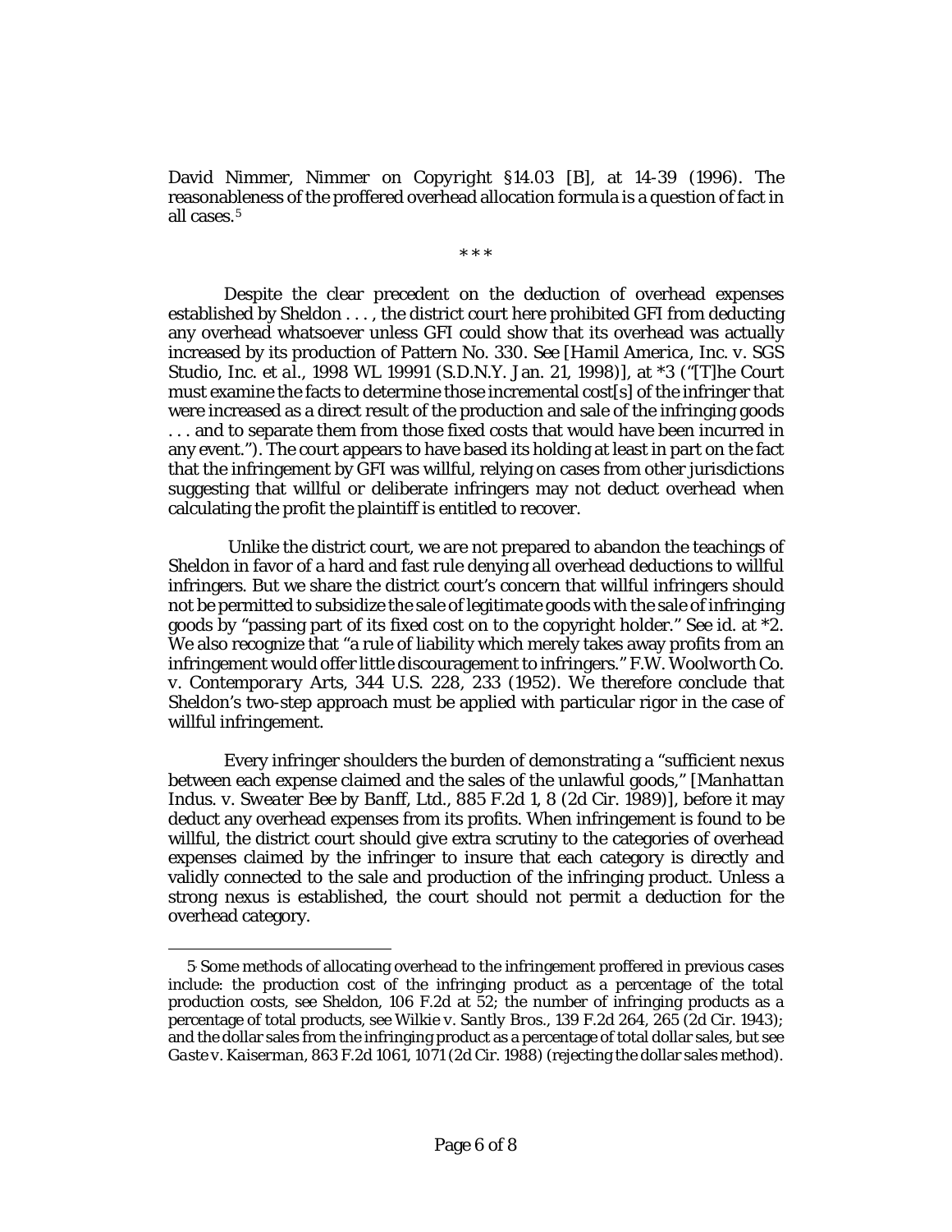David Nimmer, Nimmer on Copyright §14.03 [B], at 14-39 (1996). The reasonableness of the proffered overhead allocation formula is a question of fact in all cases.[5]

\* \* \*

Despite the clear precedent on the deduction of overhead expenses established by Sheldon . . . , the district court here prohibited GFI from deducting any overhead whatsoever unless GFI could show that its overhead was actually increased by its production of Pattern No. 330. See [*Hamil America, Inc. v. SGS Studio, Inc. et al.*, 1998 WL 19991 (S.D.N.Y. Jan. 21, 1998)], at \*3 ("[T]he Court must examine the facts to determine those incremental cost[s] of the infringer that were increased as a direct result of the production and sale of the infringing goods . . . and to separate them from those fixed costs that would have been incurred in any event."). The court appears to have based its holding at least in part on the fact that the infringement by GFI was willful, relying on cases from other jurisdictions suggesting that willful or deliberate infringers may not deduct overhead when calculating the profit the plaintiff is entitled to recover.

Unlike the district court, we are not prepared to abandon the teachings of Sheldon in favor of a hard and fast rule denying all overhead deductions to willful infringers. But we share the district court's concern that willful infringers should not be permitted to subsidize the sale of legitimate goods with the sale of infringing goods by "passing part of its fixed cost on to the copyright holder." See id. at \*2. We also recognize that "a rule of liability which merely takes away profits from an infringement would offer little discouragement to infringers." *F.W. Woolworth Co. v. Contemporary Arts*, 344 U.S. 228, 233 (1952). We therefore conclude that Sheldon's two-step approach must be applied with particular rigor in the case of willful infringement.

Every infringer shoulders the burden of demonstrating a "sufficient nexus between each expense claimed and the sales of the unlawful goods," [*Manhattan Indus. v. Sweater Bee by Banff, Ltd.*, 885 F.2d 1, 8 (2d Cir. 1989)], before it may deduct any overhead expenses from its profits. When infringement is found to be willful, the district court should give extra scrutiny to the categories of overhead expenses claimed by the infringer to insure that each category is directly and validly connected to the sale and production of the infringing product. Unless a strong nexus is established, the court should not permit a deduction for the overhead category.

---

[5] Some methods of allocating overhead to the infringement proffered in previous cases include: the production cost of the infringing product as a percentage of the total production costs, see *Sheldon*, 106 F.2d at 52; the number of infringing products as a percentage of total products, see *Wilkie v. Santly Bros.*, 139 F.2d 264, 265 (2d Cir. 1943); and the dollar sales from the infringing product as a percentage of total dollar sales, but see *Gaste v. Kaiserman*, 863 F.2d 1061, 1071 (2d Cir. 1988) (rejecting the dollar sales method).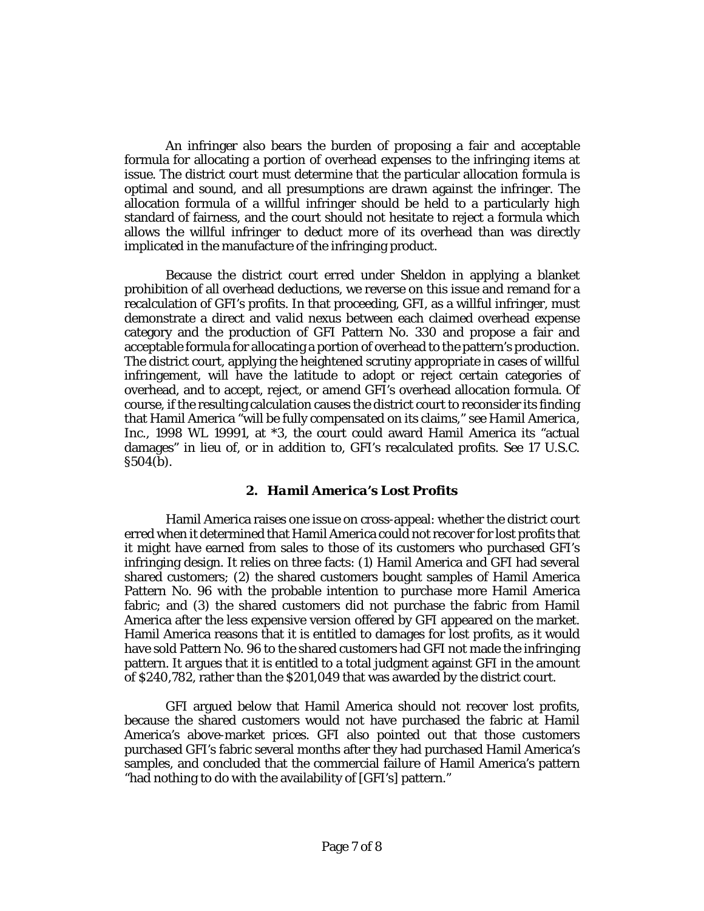An infringer also bears the burden of proposing a fair and acceptable formula for allocating a portion of overhead expenses to the infringing items at issue. The district court must determine that the particular allocation formula is optimal and sound, and all presumptions are drawn against the infringer. The allocation formula of a willful infringer should be held to a particularly high standard of fairness, and the court should not hesitate to reject a formula which allows the willful infringer to deduct more of its overhead than was directly implicated in the manufacture of the infringing product.

Because the district court erred under Sheldon in applying a blanket prohibition of all overhead deductions, we reverse on this issue and remand for a recalculation of GFI's profits. In that proceeding, GFI, as a willful infringer, must demonstrate a direct and valid nexus between each claimed overhead expense category and the production of GFI Pattern No. 330 and propose a fair and acceptable formula for allocating a portion of overhead to the pattern's production. The district court, applying the heightened scrutiny appropriate in cases of willful infringement, will have the latitude to adopt or reject certain categories of overhead, and to accept, reject, or amend GFI's overhead allocation formula. Of course, if the resulting calculation causes the district court to reconsider its finding that Hamil America "will be fully compensated on its claims," see *Hamil America, Inc.*, 1998 WL 19991, at *3, the court could award Hamil America its "actual damages" in lieu of, or in addition to, GFI's recalculated profits. See 17 U.S.C. §504(b).

### 2. *Hamil America's Lost Profits*

Hamil America raises one issue on cross-appeal: whether the district court erred when it determined that Hamil America could not recover for lost profits that it might have earned from sales to those of its customers who purchased GFI's infringing design. It relies on three facts: (1) Hamil America and GFI had several shared customers; (2) the shared customers bought samples of Hamil America Pattern No. 96 with the probable intention to purchase more Hamil America fabric; and (3) the shared customers did not purchase the fabric from Hamil America after the less expensive version offered by GFI appeared on the market. Hamil America reasons that it is entitled to damages for lost profits, as it would have sold Pattern No. 96 to the shared customers had GFI not made the infringing pattern. It argues that it is entitled to a total judgment against GFI in the amount of $240,782, rather than the $201,049 that was awarded by the district court.

GFI argued below that Hamil America should not recover lost profits, because the shared customers would not have purchased the fabric at Hamil America's above-market prices. GFI also pointed out that those customers purchased GFI's fabric several months after they had purchased Hamil America's samples, and concluded that the commercial failure of Hamil America's pattern "had nothing to do with the availability of [GFI's] pattern."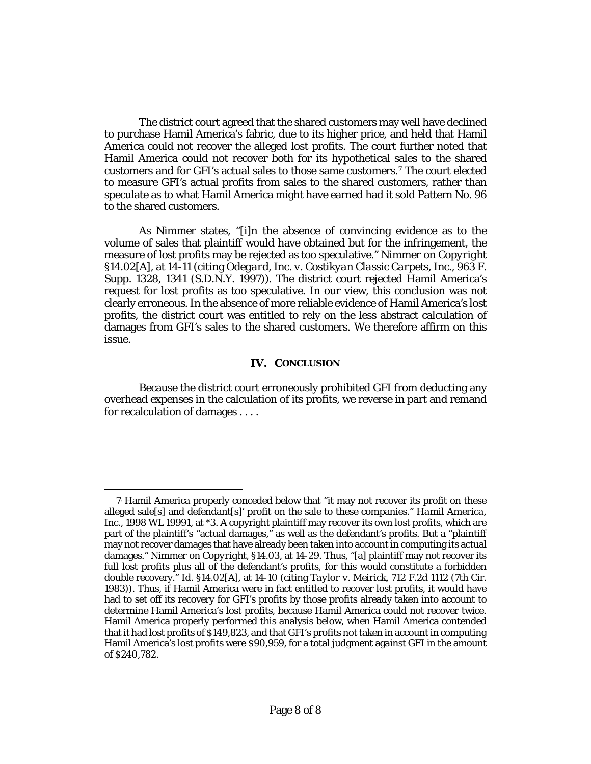The district court agreed that the shared customers may well have declined to purchase Hamil America's fabric, due to its higher price, and held that Hamil America could not recover the alleged lost profits. The court further noted that Hamil America could not recover both for its hypothetical sales to the shared customers and for GFI's actual sales to those same customers.[7] The court elected to measure GFI's actual profits from sales to the shared customers, rather than speculate as to what Hamil America might have earned had it sold Pattern No. 96 to the shared customers.

As Nimmer states, "[i]n the absence of convincing evidence as to the volume of sales that plaintiff would have obtained but for the infringement, the measure of lost profits may be rejected as too speculative." *Nimmer on Copyright* §14.02[A], at 14-11 (citing *Odegard, Inc. v. Costikyan Classic Carpets, Inc.*, 963 F. Supp. 1328, 1341 (S.D.N.Y. 1997)). The district court rejected Hamil America's request for lost profits as too speculative. In our view, this conclusion was not clearly erroneous. In the absence of more reliable evidence of Hamil America's lost profits, the district court was entitled to rely on the less abstract calculation of damages from GFI's sales to the shared customers. We therefore affirm on this issue.

## IV. CONCLUSION

Because the district court erroneously prohibited GFI from deducting any overhead expenses in the calculation of its profits, we reverse in part and remand for recalculation of damages . . . .

---

[7] Hamil America properly conceded below that "it may not recover its profit on these alleged sale[s] and defendant[s]' profit on the sale to these companies." *Hamil America, Inc.*, 1998 WL 19991, at *3. A copyright plaintiff may recover its own lost profits, which are part of the plaintiff's "actual damages," as well as the defendant's profits. But a "plaintiff may not recover damages that have already been taken into account in computing its actual damages." *Nimmer on Copyright*, §14.03, at 14-29. Thus, "[a] plaintiff may not recover its full lost profits plus all of the defendant's profits, for this would constitute a forbidden double recovery." *Id.* §14.02[A], at 14-10 (citing *Taylor v. Meirick*, 712 F.2d 1112 (7th Cir. 1983)). Thus, if Hamil America were in fact entitled to recover lost profits, it would have had to set off its recovery for GFI's profits by those profits already taken into account to determine Hamil America's lost profits, because Hamil America could not recover twice. Hamil America properly performed this analysis below, when Hamil America contended that it had lost profits of $149,823, and that GFI's profits not taken in account in computing Hamil America's lost profits were $90,959, for a total judgment against GFI in the amount of $240,782.